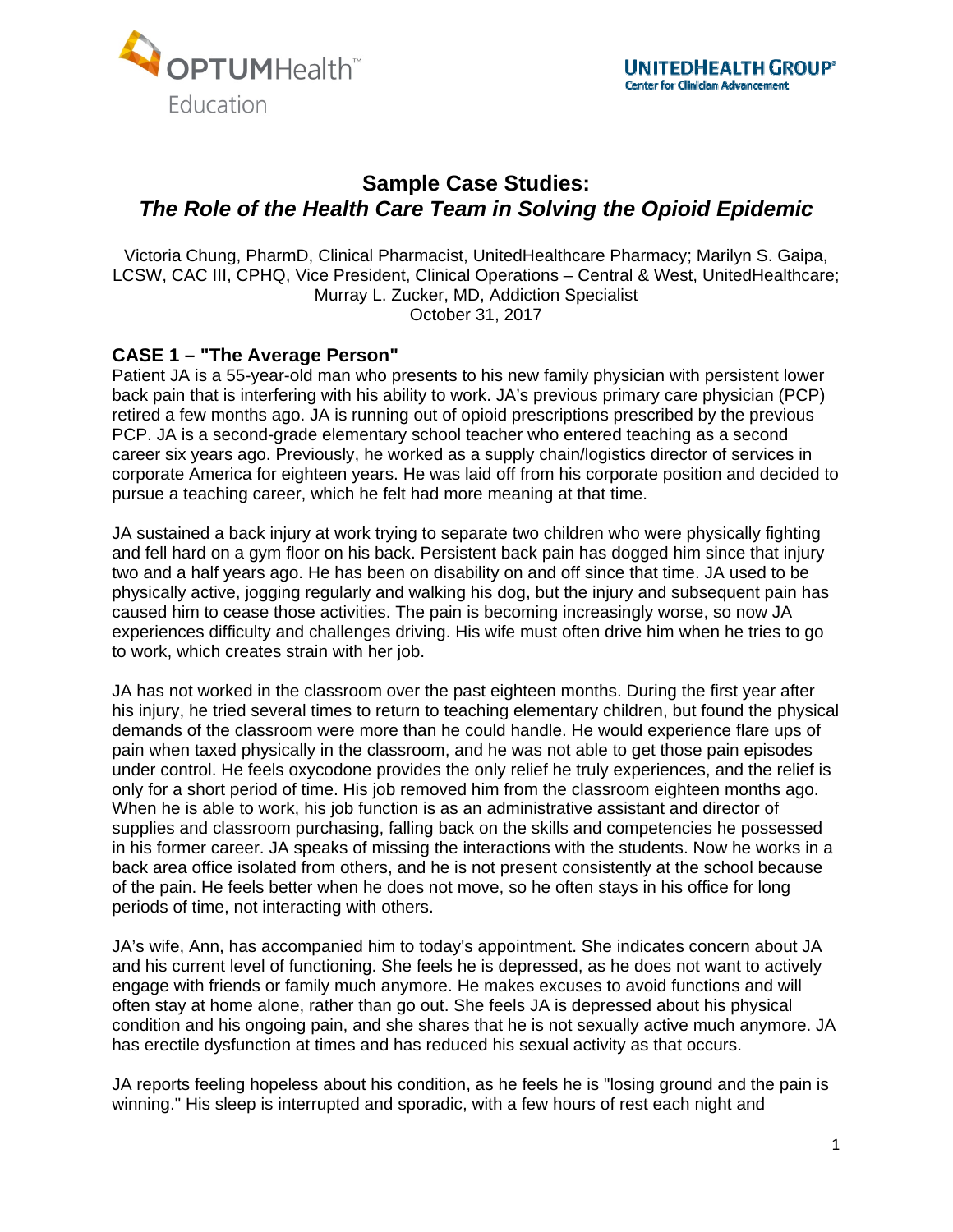# Sample Case Studies:
## *The Role of the Health Care Team in Solving the Opioid Epidemic*

Victoria Chung, PharmD, Clinical Pharmacist, UnitedHealthcare Pharmacy; Marilyn S. Gaipa, LCSW, CAC III, CPHQ, Vice President, Clinical Operations – Central & West, UnitedHealthcare; Murray L. Zucker, MD, Addiction Specialist
October 31, 2017

### CASE 1 – "The Average Person"

Patient JA is a 55-year-old man who presents to his new family physician with persistent lower back pain that is interfering with his ability to work. JA's previous primary care physician (PCP) retired a few months ago. JA is running out of opioid prescriptions prescribed by the previous PCP. JA is a second-grade elementary school teacher who entered teaching as a second career six years ago. Previously, he worked as a supply chain/logistics director of services in corporate America for eighteen years. He was laid off from his corporate position and decided to pursue a teaching career, which he felt had more meaning at that time.

JA sustained a back injury at work trying to separate two children who were physically fighting and fell hard on a gym floor on his back. Persistent back pain has dogged him since that injury two and a half years ago. He has been on disability on and off since that time. JA used to be physically active, jogging regularly and walking his dog, but the injury and subsequent pain has caused him to cease those activities. The pain is becoming increasingly worse, so now JA experiences difficulty and challenges driving. His wife must often drive him when he tries to go to work, which creates strain with her job.

JA has not worked in the classroom over the past eighteen months. During the first year after his injury, he tried several times to return to teaching elementary children, but found the physical demands of the classroom were more than he could handle. He would experience flare ups of pain when taxed physically in the classroom, and he was not able to get those pain episodes under control. He feels oxycodone provides the only relief he truly experiences, and the relief is only for a short period of time. His job removed him from the classroom eighteen months ago. When he is able to work, his job function is as an administrative assistant and director of supplies and classroom purchasing, falling back on the skills and competencies he possessed in his former career. JA speaks of missing the interactions with the students. Now he works in a back area office isolated from others, and he is not present consistently at the school because of the pain. He feels better when he does not move, so he often stays in his office for long periods of time, not interacting with others.

JA's wife, Ann, has accompanied him to today's appointment. She indicates concern about JA and his current level of functioning. She feels he is depressed, as he does not want to actively engage with friends or family much anymore. He makes excuses to avoid functions and will often stay at home alone, rather than go out. She feels JA is depressed about his physical condition and his ongoing pain, and she shares that he is not sexually active much anymore. JA has erectile dysfunction at times and has reduced his sexual activity as that occurs.

JA reports feeling hopeless about his condition, as he feels he is "losing ground and the pain is winning." His sleep is interrupted and sporadic, with a few hours of rest each night and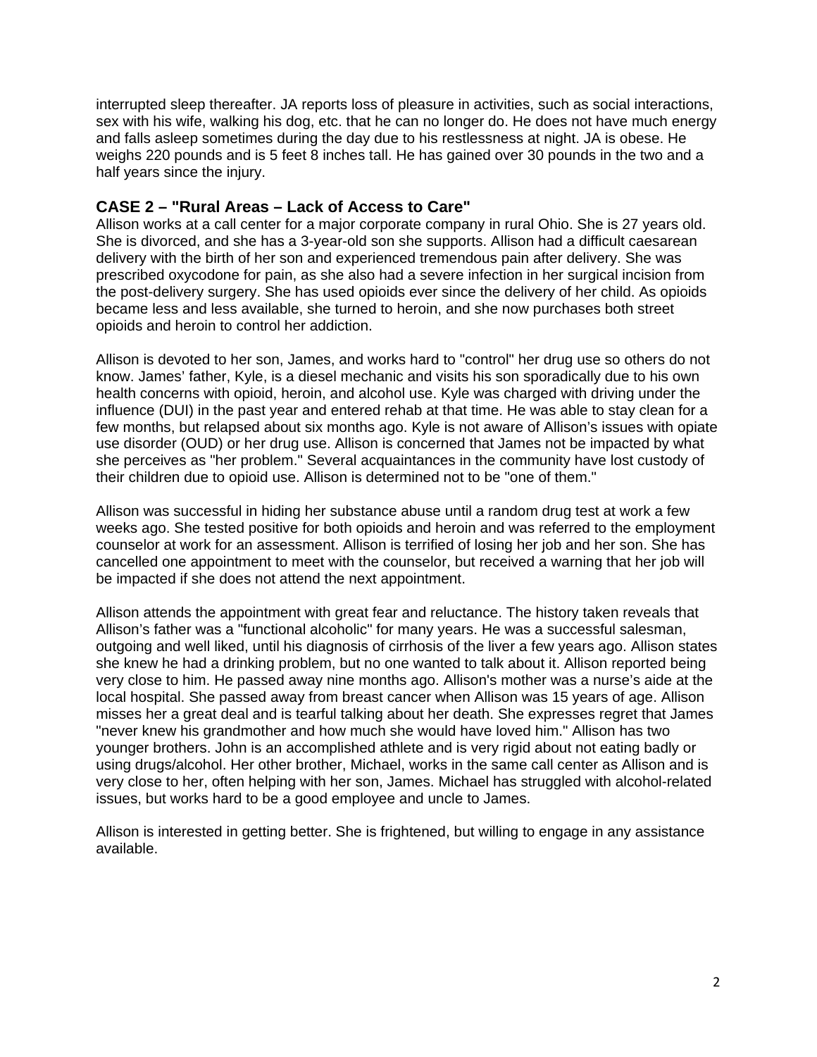interrupted sleep thereafter. JA reports loss of pleasure in activities, such as social interactions, sex with his wife, walking his dog, etc. that he can no longer do. He does not have much energy and falls asleep sometimes during the day due to his restlessness at night. JA is obese. He weighs 220 pounds and is 5 feet 8 inches tall. He has gained over 30 pounds in the two and a half years since the injury.

### CASE 2 – "Rural Areas – Lack of Access to Care"

Allison works at a call center for a major corporate company in rural Ohio. She is 27 years old. She is divorced, and she has a 3-year-old son she supports. Allison had a difficult caesarean delivery with the birth of her son and experienced tremendous pain after delivery. She was prescribed oxycodone for pain, as she also had a severe infection in her surgical incision from the post-delivery surgery. She has used opioids ever since the delivery of her child. As opioids became less and less available, she turned to heroin, and she now purchases both street opioids and heroin to control her addiction.

Allison is devoted to her son, James, and works hard to "control" her drug use so others do not know. James' father, Kyle, is a diesel mechanic and visits his son sporadically due to his own health concerns with opioid, heroin, and alcohol use. Kyle was charged with driving under the influence (DUI) in the past year and entered rehab at that time. He was able to stay clean for a few months, but relapsed about six months ago. Kyle is not aware of Allison's issues with opiate use disorder (OUD) or her drug use. Allison is concerned that James not be impacted by what she perceives as "her problem." Several acquaintances in the community have lost custody of their children due to opioid use. Allison is determined not to be "one of them."

Allison was successful in hiding her substance abuse until a random drug test at work a few weeks ago. She tested positive for both opioids and heroin and was referred to the employment counselor at work for an assessment. Allison is terrified of losing her job and her son. She has cancelled one appointment to meet with the counselor, but received a warning that her job will be impacted if she does not attend the next appointment.

Allison attends the appointment with great fear and reluctance. The history taken reveals that Allison's father was a "functional alcoholic" for many years. He was a successful salesman, outgoing and well liked, until his diagnosis of cirrhosis of the liver a few years ago. Allison states she knew he had a drinking problem, but no one wanted to talk about it. Allison reported being very close to him. He passed away nine months ago. Allison's mother was a nurse's aide at the local hospital. She passed away from breast cancer when Allison was 15 years of age. Allison misses her a great deal and is tearful talking about her death. She expresses regret that James "never knew his grandmother and how much she would have loved him." Allison has two younger brothers. John is an accomplished athlete and is very rigid about not eating badly or using drugs/alcohol. Her other brother, Michael, works in the same call center as Allison and is very close to her, often helping with her son, James. Michael has struggled with alcohol-related issues, but works hard to be a good employee and uncle to James.

Allison is interested in getting better. She is frightened, but willing to engage in any assistance available.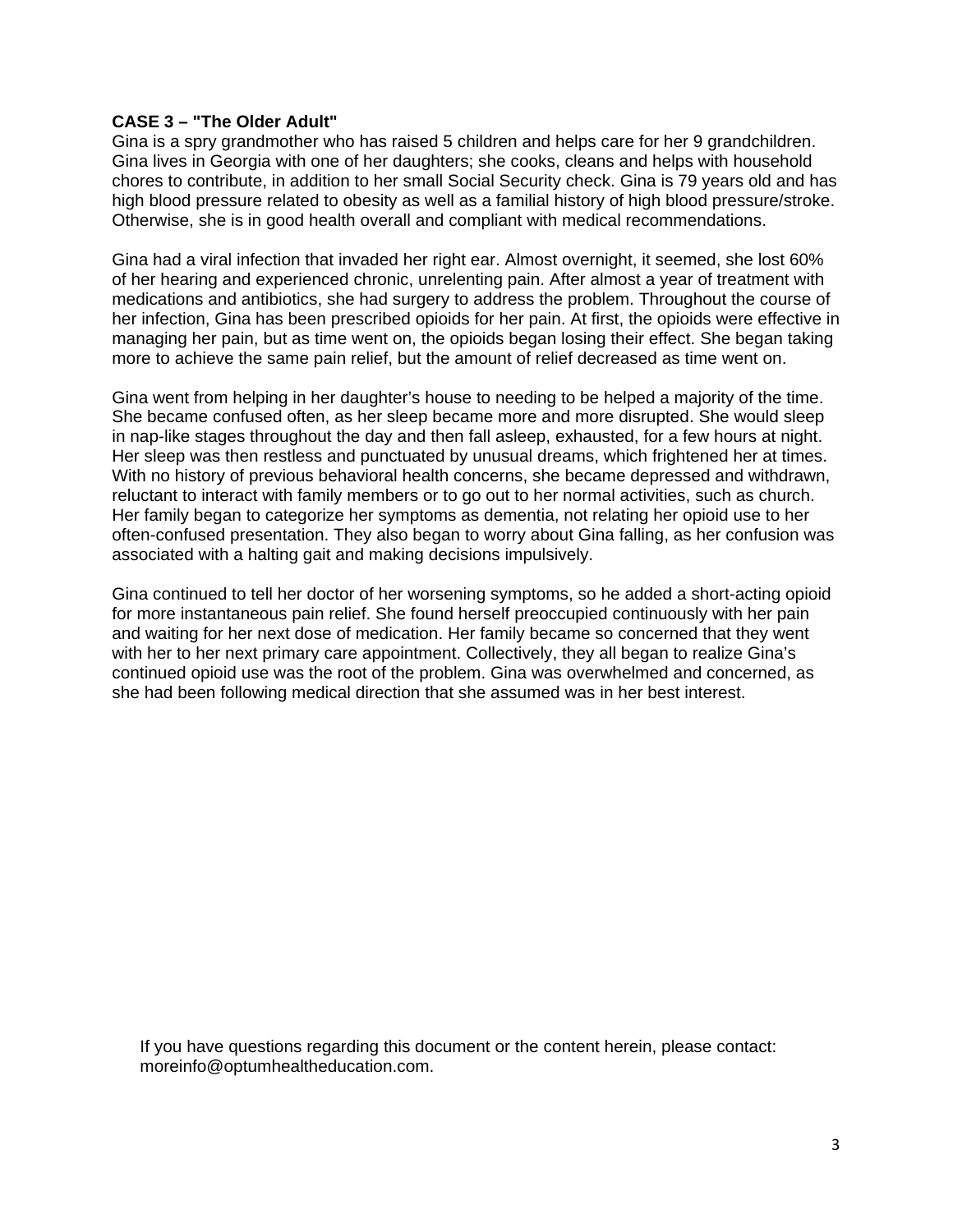**CASE 3 – "The Older Adult"**

Gina is a spry grandmother who has raised 5 children and helps care for her 9 grandchildren. Gina lives in Georgia with one of her daughters; she cooks, cleans and helps with household chores to contribute, in addition to her small Social Security check. Gina is 79 years old and has high blood pressure related to obesity as well as a familial history of high blood pressure/stroke. Otherwise, she is in good health overall and compliant with medical recommendations.

Gina had a viral infection that invaded her right ear. Almost overnight, it seemed, she lost 60% of her hearing and experienced chronic, unrelenting pain. After almost a year of treatment with medications and antibiotics, she had surgery to address the problem. Throughout the course of her infection, Gina has been prescribed opioids for her pain. At first, the opioids were effective in managing her pain, but as time went on, the opioids began losing their effect. She began taking more to achieve the same pain relief, but the amount of relief decreased as time went on.

Gina went from helping in her daughter's house to needing to be helped a majority of the time. She became confused often, as her sleep became more and more disrupted. She would sleep in nap-like stages throughout the day and then fall asleep, exhausted, for a few hours at night. Her sleep was then restless and punctuated by unusual dreams, which frightened her at times. With no history of previous behavioral health concerns, she became depressed and withdrawn, reluctant to interact with family members or to go out to her normal activities, such as church. Her family began to categorize her symptoms as dementia, not relating her opioid use to her often-confused presentation. They also began to worry about Gina falling, as her confusion was associated with a halting gait and making decisions impulsively.

Gina continued to tell her doctor of her worsening symptoms, so he added a short-acting opioid for more instantaneous pain relief. She found herself preoccupied continuously with her pain and waiting for her next dose of medication. Her family became so concerned that they went with her to her next primary care appointment. Collectively, they all began to realize Gina's continued opioid use was the root of the problem. Gina was overwhelmed and concerned, as she had been following medical direction that she assumed was in her best interest.

If you have questions regarding this document or the content herein, please contact: moreinfo@optumhealtheducation.com.